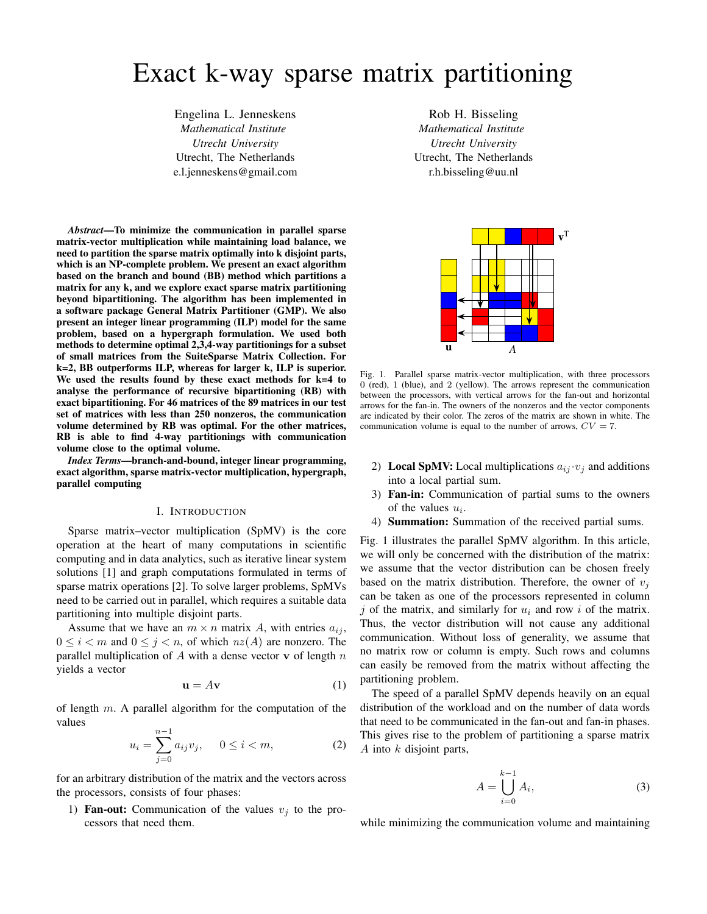# Exact k-way sparse matrix partitioning

Engelina L. Jenneskens
*Mathematical Institute*
*Utrecht University*
Utrecht, The Netherlands
e.l.jenneskens@gmail.com

Rob H. Bisseling
*Mathematical Institute*
*Utrecht University*
Utrecht, The Netherlands
r.h.bisseling@uu.nl

***Abstract*—To minimize the communication in parallel sparse matrix-vector multiplication while maintaining load balance, we need to partition the sparse matrix optimally into k disjoint parts, which is an NP-complete problem. We present an exact algorithm based on the branch and bound (BB) method which partitions a matrix for any k, and we explore exact sparse matrix partitioning beyond bipartitioning. The algorithm has been implemented in a software package General Matrix Partitioner (GMP). We also present an integer linear programming (ILP) model for the same problem, based on a hypergraph formulation. We used both methods to determine optimal 2,3,4-way partitionings for a subset of small matrices from the SuiteSparse Matrix Collection. For k=2, BB outperforms ILP, whereas for larger k, ILP is superior. We used the results found by these exact methods for k=4 to analyse the performance of recursive bipartitioning (RB) with exact bipartitioning. For 46 matrices of the 89 matrices in our test set of matrices with less than 250 nonzeros, the communication volume determined by RB was optimal. For the other matrices, RB is able to find 4-way partitionings with communication volume close to the optimal volume.**

***Index Terms*—branch-and-bound, integer linear programming, exact algorithm, sparse matrix-vector multiplication, hypergraph, parallel computing**

## I. Introduction

Sparse matrix–vector multiplication (SpMV) is the core operation at the heart of many computations in scientific computing and in data analytics, such as iterative linear system solutions [1] and graph computations formulated in terms of sparse matrix operations [2]. To solve larger problems, SpMVs need to be carried out in parallel, which requires a suitable data partitioning into multiple disjoint parts.

Assume that we have an $m \times n$ matrix $A$, with entries $a_{ij}$, $0 \leq i < m$ and $0 \leq j < n$, of which $nz(A)$ are nonzero. The parallel multiplication of $A$ with a dense vector $\mathbf{v}$ of length $n$ yields a vector

$$\mathbf{u} = A\mathbf{v} \tag{1}$$

of length $m$. A parallel algorithm for the computation of the values

$$u_i = \sum_{j=0}^{n-1} a_{ij} v_j, \quad 0 \leq i < m, \tag{2}$$

for an arbitrary distribution of the matrix and the vectors across the processors, consists of four phases:

1) **Fan-out:** Communication of the values $v_j$ to the processors that need them.
2) **Local SpMV:** Local multiplications $a_{ij} \cdot v_j$ and additions into a local partial sum.
3) **Fan-in:** Communication of partial sums to the owners of the values $u_i$.
4) **Summation:** Summation of the received partial sums.

Fig. 1. Parallel sparse matrix-vector multiplication, with three processors 0 (red), 1 (blue), and 2 (yellow). The arrows represent the communication between the processors, with vertical arrows for the fan-out and horizontal arrows for the fan-in. The owners of the nonzeros and the vector components are indicated by their color. The zeros of the matrix are shown in white. The communication volume is equal to the number of arrows, $CV = 7$.

Fig. 1 illustrates the parallel SpMV algorithm. In this article, we will only be concerned with the distribution of the matrix: we assume that the vector distribution can be chosen freely based on the matrix distribution. Therefore, the owner of $v_j$ can be taken as one of the processors represented in column $j$ of the matrix, and similarly for $u_i$ and row $i$ of the matrix. Thus, the vector distribution will not cause any additional communication. Without loss of generality, we assume that no matrix row or column is empty. Such rows and columns can easily be removed from the matrix without affecting the partitioning problem.

The speed of a parallel SpMV depends heavily on an equal distribution of the workload and on the number of data words that need to be communicated in the fan-out and fan-in phases. This gives rise to the problem of partitioning a sparse matrix $A$ into $k$ disjoint parts,

$$A = \bigcup_{i=0}^{k-1} A_i, \tag{3}$$

while minimizing the communication volume and maintaining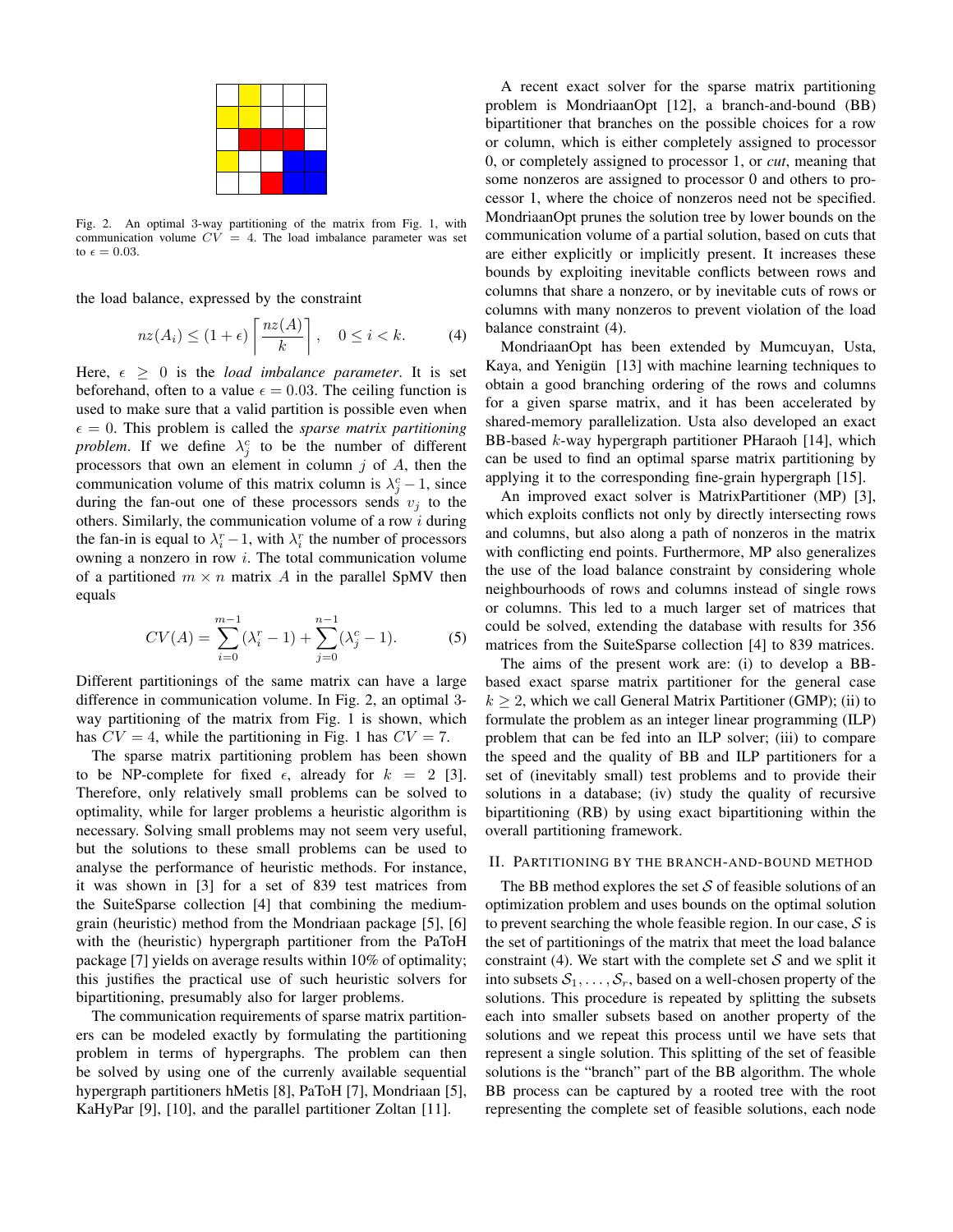Fig. 2. An optimal 3-way partitioning of the matrix from Fig. 1, with communication volume $CV = 4$. The load imbalance parameter was set to $\epsilon = 0.03$.

the load balance, expressed by the constraint

$$nz(A_i) \leq (1+\epsilon)\left\lceil \frac{nz(A)}{k} \right\rceil, \quad 0 \leq i < k. \tag{4}$$

Here, $\epsilon \geq 0$ is the *load imbalance parameter*. It is set beforehand, often to a value $\epsilon = 0.03$. The ceiling function is used to make sure that a valid partition is possible even when $\epsilon = 0$. This problem is called the *sparse matrix partitioning problem*. If we define $\lambda_j^c$ to be the number of different processors that own an element in column $j$ of $A$, then the communication volume of this matrix column is $\lambda_j^c - 1$, since during the fan-out one of these processors sends $v_j$ to the others. Similarly, the communication volume of a row $i$ during the fan-in is equal to $\lambda_i^r - 1$, with $\lambda_i^r$ the number of processors owning a nonzero in row $i$. The total communication volume of a partitioned $m \times n$ matrix $A$ in the parallel SpMV then equals

$$CV(A) = \sum_{i=0}^{m-1}(\lambda_i^r - 1) + \sum_{j=0}^{n-1}(\lambda_j^c - 1). \tag{5}$$

Different partitionings of the same matrix can have a large difference in communication volume. In Fig. 2, an optimal 3-way partitioning of the matrix from Fig. 1 is shown, which has $CV = 4$, while the partitioning in Fig. 1 has $CV = 7$.

The sparse matrix partitioning problem has been shown to be NP-complete for fixed $\epsilon$, already for $k = 2$ [3]. Therefore, only relatively small problems can be solved to optimality, while for larger problems a heuristic algorithm is necessary. Solving small problems may not seem very useful, but the solutions to these small problems can be used to analyse the performance of heuristic methods. For instance, it was shown in [3] for a set of 839 test matrices from the SuiteSparse collection [4] that combining the medium-grain (heuristic) method from the Mondriaan package [5], [6] with the (heuristic) hypergraph partitioner from the PaToH package [7] yields on average results within 10% of optimality; this justifies the practical use of such heuristic solvers for bipartitioning, presumably also for larger problems.

The communication requirements of sparse matrix partitioners can be modeled exactly by formulating the partitioning problem in terms of hypergraphs. The problem can then be solved by using one of the currenly available sequential hypergraph partitioners hMetis [8], PaToH [7], Mondriaan [5], KaHyPar [9], [10], and the parallel partitioner Zoltan [11].

A recent exact solver for the sparse matrix partitioning problem is MondriaanOpt [12], a branch-and-bound (BB) bipartitioner that branches on the possible choices for a row or column, which is either completely assigned to processor 0, or completely assigned to processor 1, or *cut*, meaning that some nonzeros are assigned to processor 0 and others to processor 1, where the choice of nonzeros need not be specified. MondriaanOpt prunes the solution tree by lower bounds on the communication volume of a partial solution, based on cuts that are either explicitly or implicitly present. It increases these bounds by exploiting inevitable conflicts between rows and columns that share a nonzero, or by inevitable cuts of rows or columns with many nonzeros to prevent violation of the load balance constraint (4).

MondriaanOpt has been extended by Mumcuyan, Usta, Kaya, and Yenigün [13] with machine learning techniques to obtain a good branching ordering of the rows and columns for a given sparse matrix, and it has been accelerated by shared-memory parallelization. Usta also developed an exact BB-based $k$-way hypergraph partitioner PHaraoh [14], which can be used to find an optimal sparse matrix partitioning by applying it to the corresponding fine-grain hypergraph [15].

An improved exact solver is MatrixPartitioner (MP) [3], which exploits conflicts not only by directly intersecting rows and columns, but also along a path of nonzeros in the matrix with conflicting end points. Furthermore, MP also generalizes the use of the load balance constraint by considering whole neighbourhoods of rows and columns instead of single rows or columns. This led to a much larger set of matrices that could be solved, extending the database with results for 356 matrices from the SuiteSparse collection [4] to 839 matrices.

The aims of the present work are: (i) to develop a BB-based exact sparse matrix partitioner for the general case $k \geq 2$, which we call General Matrix Partitioner (GMP); (ii) to formulate the problem as an integer linear programming (ILP) problem that can be fed into an ILP solver; (iii) to compare the speed and the quality of BB and ILP partitioners for a set of (inevitably small) test problems and to provide their solutions in a database; (iv) study the quality of recursive bipartitioning (RB) by using exact bipartitioning within the overall partitioning framework.

## II. Partitioning by the Branch-and-Bound Method

The BB method explores the set $\mathcal{S}$ of feasible solutions of an optimization problem and uses bounds on the optimal solution to prevent searching the whole feasible region. In our case, $\mathcal{S}$ is the set of partitionings of the matrix that meet the load balance constraint (4). We start with the complete set $\mathcal{S}$ and we split it into subsets $\mathcal{S}_1, \ldots, \mathcal{S}_r$, based on a well-chosen property of the solutions. This procedure is repeated by splitting the subsets each into smaller subsets based on another property of the solutions and we repeat this process until we have sets that represent a single solution. This splitting of the set of feasible solutions is the "branch" part of the BB algorithm. The whole BB process can be captured by a rooted tree with the root representing the complete set of feasible solutions, each node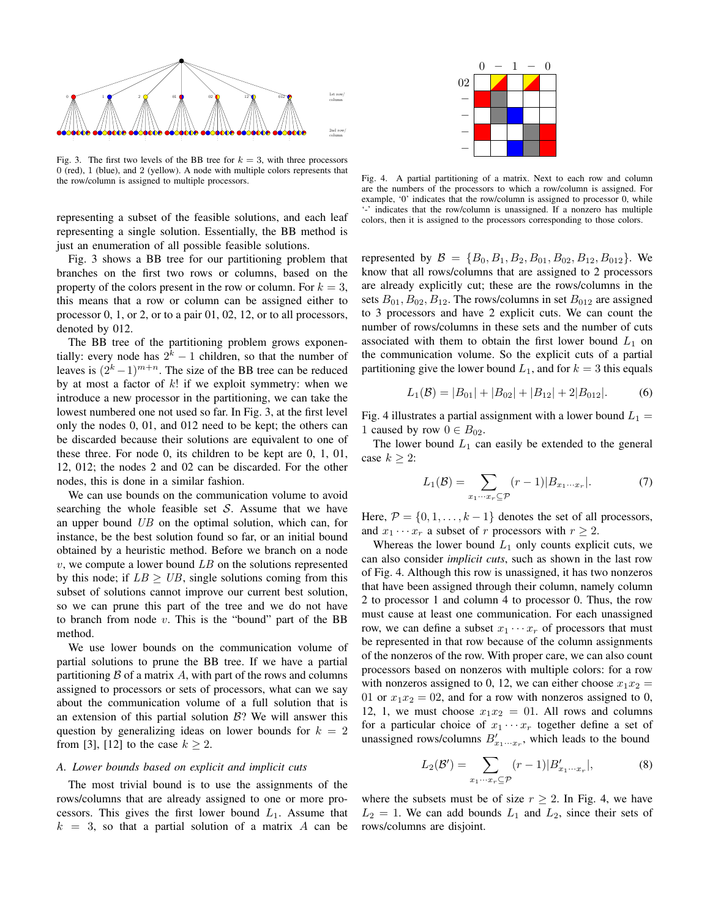Fig. 3. The first two levels of the BB tree for $k = 3$, with three processors 0 (red), 1 (blue), and 2 (yellow). A node with multiple colors represents that the row/column is assigned to multiple processors.

Fig. 4. A partial partitioning of a matrix. Next to each row and column are the numbers of the processors to which a row/column is assigned. For example, '0' indicates that the row/column is assigned to processor 0, while '-' indicates that the row/column is unassigned. If a nonzero has multiple colors, then it is assigned to the processors corresponding to those colors.

representing a subset of the feasible solutions, and each leaf representing a single solution. Essentially, the BB method is just an enumeration of all possible feasible solutions.

Fig. 3 shows a BB tree for our partitioning problem that branches on the first two rows or columns, based on the property of the colors present in the row or column. For $k = 3$, this means that a row or column can be assigned either to processor 0, 1, or 2, or to a pair 01, 02, 12, or to all processors, denoted by 012.

The BB tree of the partitioning problem grows exponentially: every node has $2^k - 1$ children, so that the number of leaves is $(2^k - 1)^{m+n}$. The size of the BB tree can be reduced by at most a factor of $k!$ if we exploit symmetry: when we introduce a new processor in the partitioning, we can take the lowest numbered one not used so far. In Fig. 3, at the first level only the nodes 0, 01, and 012 need to be kept; the others can be discarded because their solutions are equivalent to one of these three. For node 0, its children to be kept are 0, 1, 01, 12, 012; the nodes 2 and 02 can be discarded. For the other nodes, this is done in a similar fashion.

We can use bounds on the communication volume to avoid searching the whole feasible set $\mathcal{S}$. Assume that we have an upper bound $UB$ on the optimal solution, which can, for instance, be the best solution found so far, or an initial bound obtained by a heuristic method. Before we branch on a node $v$, we compute a lower bound $LB$ on the solutions represented by this node; if $LB \geq UB$, single solutions coming from this subset of solutions cannot improve our current best solution, so we can prune this part of the tree and we do not have to branch from node $v$. This is the "bound" part of the BB method.

We use lower bounds on the communication volume of partial solutions to prune the BB tree. If we have a partial partitioning $\mathcal{B}$ of a matrix $A$, with part of the rows and columns assigned to processors or sets of processors, what can we say about the communication volume of a full solution that is an extension of this partial solution $\mathcal{B}$? We will answer this question by generalizing ideas on lower bounds for $k = 2$ from [3], [12] to the case $k \geq 2$.

### A. Lower bounds based on explicit and implicit cuts

The most trivial bound is to use the assignments of the rows/columns that are already assigned to one or more processors. This gives the first lower bound $L_1$. Assume that $k = 3$, so that a partial solution of a matrix $A$ can be represented by $\mathcal{B} = \{B_0, B_1, B_2, B_{01}, B_{02}, B_{12}, B_{012}\}$. We know that all rows/columns that are assigned to 2 processors are already explicitly cut; these are the rows/columns in the sets $B_{01}, B_{02}, B_{12}$. The rows/columns in set $B_{012}$ are assigned to 3 processors and have 2 explicit cuts. We can count the number of rows/columns in these sets and the number of cuts associated with them to obtain the first lower bound $L_1$ on the communication volume. So the explicit cuts of a partial partitioning give the lower bound $L_1$, and for $k = 3$ this equals

$$L_1(\mathcal{B}) = |B_{01}| + |B_{02}| + |B_{12}| + 2|B_{012}|. \tag{6}$$

Fig. 4 illustrates a partial assignment with a lower bound $L_1 = 1$ caused by row $0 \in B_{02}$.

The lower bound $L_1$ can easily be extended to the general case $k \geq 2$:

$$L_1(\mathcal{B}) = \sum_{x_1 \cdots x_r \subseteq \mathcal{P}} (r - 1)|B_{x_1 \cdots x_r}|. \tag{7}$$

Here, $\mathcal{P} = \{0, 1, \ldots, k-1\}$ denotes the set of all processors, and $x_1 \cdots x_r$ a subset of $r$ processors with $r \geq 2$.

Whereas the lower bound $L_1$ only counts explicit cuts, we can also consider *implicit cuts*, such as shown in the last row of Fig. 4. Although this row is unassigned, it has two nonzeros that have been assigned through their column, namely column 2 to processor 1 and column 4 to processor 0. Thus, the row must cause at least one communication. For each unassigned row, we can define a subset $x_1 \cdots x_r$ of processors that must be represented in that row because of the column assignments of the nonzeros of the row. With proper care, we can also count processors based on nonzeros with multiple colors: for a row with nonzeros assigned to 0, 12, we can either choose $x_1 x_2 = 01$ or $x_1 x_2 = 02$, and for a row with nonzeros assigned to 0, 12, 1, we must choose $x_1 x_2 = 01$. All rows and columns for a particular choice of $x_1 \cdots x_r$ together define a set of unassigned rows/columns $B'_{x_1 \cdots x_r}$, which leads to the bound

$$L_2(\mathcal{B}') = \sum_{x_1 \cdots x_r \subseteq \mathcal{P}} (r - 1)|B'_{x_1 \cdots x_r}|, \tag{8}$$

where the subsets must be of size $r \geq 2$. In Fig. 4, we have $L_2 = 1$. We can add bounds $L_1$ and $L_2$, since their sets of rows/columns are disjoint.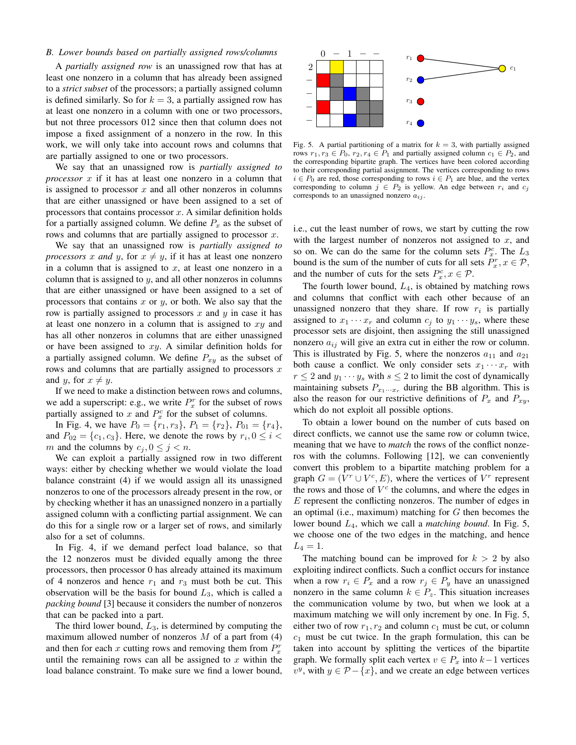### B. Lower bounds based on partially assigned rows/columns

A *partially assigned row* is an unassigned row that has at least one nonzero in a column that has already been assigned to a *strict subset* of the processors; a partially assigned column is defined similarly. So for $k = 3$, a partially assigned row has at least one nonzero in a column with one or two processors, but not three processors 012 since then that column does not impose a fixed assignment of a nonzero in the row. In this work, we will only take into account rows and columns that are partially assigned to one or two processors.

We say that an unassigned row is *partially assigned to processor* $x$ if it has at least one nonzero in a column that is assigned to processor $x$ and all other nonzeros in columns that are either unassigned or have been assigned to a set of processors that contains processor $x$. A similar definition holds for a partially assigned column. We define $P_x$ as the subset of rows and columns that are partially assigned to processor $x$.

We say that an unassigned row is *partially assigned to processors* $x$ *and* $y$, for $x \neq y$, if it has at least one nonzero in a column that is assigned to $x$, at least one nonzero in a column that is assigned to $y$, and all other nonzeros in columns that are either unassigned or have been assigned to a set of processors that contains $x$ or $y$, or both. We also say that the row is partially assigned to processors $x$ and $y$ in case it has at least one nonzero in a column that is assigned to $xy$ and has all other nonzeros in columns that are either unassigned or have been assigned to $xy$. A similar definition holds for a partially assigned column. We define $P_{xy}$ as the subset of rows and columns that are partially assigned to processors $x$ and $y$, for $x \neq y$.

If we need to make a distinction between rows and columns, we add a superscript: e.g., we write $P^r_x$ for the subset of rows partially assigned to $x$ and $P^c_x$ for the subset of columns.

In Fig. 4, we have $P_0 = \{r_1, r_3\}$, $P_1 = \{r_2\}$, $P_{01} = \{r_4\}$, and $P_{02} = \{c_1, c_3\}$. Here, we denote the rows by $r_i, 0 \leq i < m$ and the columns by $c_j, 0 \leq j < n$.

We can exploit a partially assigned row in two different ways: either by checking whether we would violate the load balance constraint (4) if we would assign all its unassigned nonzeros to one of the processors already present in the row, or by checking whether it has an unassigned nonzero in a partially assigned column with a conflicting partial assignment. We can do this for a single row or a larger set of rows, and similarly also for a set of columns.

In Fig. 4, if we demand perfect load balance, so that the 12 nonzeros must be divided equally among the three processors, then processor 0 has already attained its maximum of 4 nonzeros and hence $r_1$ and $r_3$ must both be cut. This observation will be the basis for bound $L_3$, which is called a *packing bound* [3] because it considers the number of nonzeros that can be packed into a part.

The third lower bound, $L_3$, is determined by computing the maximum allowed number of nonzeros $M$ of a part from (4) and then for each $x$ cutting rows and removing them from $P^r_x$ until the remaining rows can all be assigned to $x$ within the load balance constraint. To make sure we find a lower bound, i.e., cut the least number of rows, we start by cutting the row with the largest number of nonzeros not assigned to $x$, and so on. We can do the same for the column sets $P^c_x$. The $L_3$ bound is the sum of the number of cuts for all sets $P^r_x, x \in \mathcal{P}$, and the number of cuts for the sets $P^c_x, x \in \mathcal{P}$.

Fig. 5. A partial partitioning of a matrix for $k = 3$, with partially assigned rows $r_1, r_3 \in P_0$, $r_2, r_4 \in P_1$ and partially assigned column $c_1 \in P_2$, and the corresponding bipartite graph. The vertices have been colored according to their corresponding partial assignment. The vertices corresponding to rows $i \in P_0$ are red, those corresponding to rows $i \in P_1$ are blue, and the vertex corresponding to column $j \in P_2$ is yellow. An edge between $r_i$ and $c_j$ corresponds to an unassigned nonzero $a_{ij}$.

The fourth lower bound, $L_4$, is obtained by matching rows and columns that conflict with each other because of an unassigned nonzero that they share. If row $r_i$ is partially assigned to $x_1 \cdots x_r$ and column $c_j$ to $y_1 \cdots y_s$, where these processor sets are disjoint, then assigning the still unassigned nonzero $a_{ij}$ will give an extra cut in either the row or column. This is illustrated by Fig. 5, where the nonzeros $a_{11}$ and $a_{21}$ both cause a conflict. We only consider sets $x_1 \cdots x_r$ with $r \leq 2$ and $y_1 \cdots y_s$ with $s \leq 2$ to limit the cost of dynamically maintaining subsets $P_{x_1 \cdots x_r}$ during the BB algorithm. This is also the reason for our restrictive definitions of $P_x$ and $P_{xy}$, which do not exploit all possible options.

To obtain a lower bound on the number of cuts based on direct conflicts, we cannot use the same row or column twice, meaning that we have to *match* the rows of the conflict nonzeros with the columns. Following [12], we can conveniently convert this problem to a bipartite matching problem for a graph $G = (V^r \cup V^c, E)$, where the vertices of $V^r$ represent the rows and those of $V^c$ the columns, and where the edges in $E$ represent the conflicting nonzeros. The number of edges in an optimal (i.e., maximum) matching for $G$ then becomes the lower bound $L_4$, which we call a *matching bound*. In Fig. 5, we choose one of the two edges in the matching, and hence $L_4 = 1$.

The matching bound can be improved for $k > 2$ by also exploiting indirect conflicts. Such a conflict occurs for instance when a row $r_i \in P_x$ and a row $r_j \in P_y$ have an unassigned nonzero in the same column $k \in P_z$. This situation increases the communication volume by two, but when we look at a maximum matching we will only increment by one. In Fig. 5, either two of row $r_1, r_2$ and column $c_1$ must be cut, or column $c_1$ must be cut twice. In the graph formulation, this can be taken into account by splitting the vertices of the bipartite graph. We formally split each vertex $v \in P_x$ into $k-1$ vertices $v^y$, with $y \in \mathcal{P} - \{x\}$, and we create an edge between vertices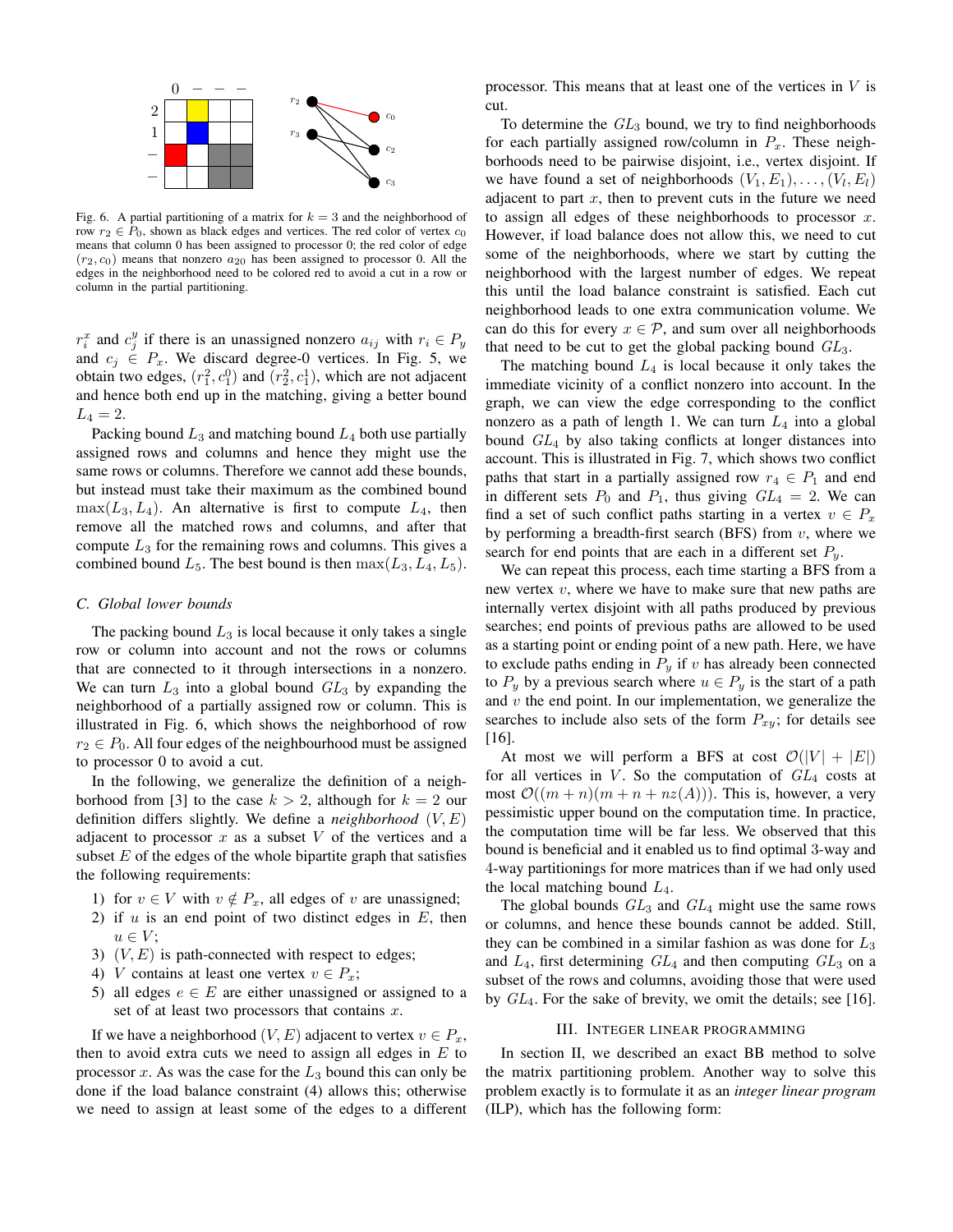Fig. 6. A partial partitioning of a matrix for $k = 3$ and the neighborhood of row $r_2 \in P_0$, shown as black edges and vertices. The red color of vertex $c_0$ means that column 0 has been assigned to processor 0; the red color of edge $(r_2, c_0)$ means that nonzero $a_{20}$ has been assigned to processor 0. All the edges in the neighborhood need to be colored red to avoid a cut in a row or column in the partial partitioning.

$r_i^x$ and $c_j^y$ if there is an unassigned nonzero $a_{ij}$ with $r_i \in P_y$ and $c_j \in P_x$. We discard degree-0 vertices. In Fig. 5, we obtain two edges, $(r_1^2, c_1^0)$ and $(r_2^2, c_1^1)$, which are not adjacent and hence both end up in the matching, giving a better bound $L_4 = 2$.

Packing bound $L_3$ and matching bound $L_4$ both use partially assigned rows and columns and hence they might use the same rows or columns. Therefore we cannot add these bounds, but instead must take their maximum as the combined bound $\max(L_3, L_4)$. An alternative is first to compute $L_4$, then remove all the matched rows and columns, and after that compute $L_3$ for the remaining rows and columns. This gives a combined bound $L_5$. The best bound is then $\max(L_3, L_4, L_5)$.

### C. Global lower bounds

The packing bound $L_3$ is local because it only takes a single row or column into account and not the rows or columns that are connected to it through intersections in a nonzero. We can turn $L_3$ into a global bound $GL_3$ by expanding the neighborhood of a partially assigned row or column. This is illustrated in Fig. 6, which shows the neighborhood of row $r_2 \in P_0$. All four edges of the neighbourhood must be assigned to processor 0 to avoid a cut.

In the following, we generalize the definition of a neighborhood from [3] to the case $k > 2$, although for $k = 2$ our definition differs slightly. We define a *neighborhood* $(V, E)$ adjacent to processor $x$ as a subset $V$ of the vertices and a subset $E$ of the edges of the whole bipartite graph that satisfies the following requirements:

1) for $v \in V$ with $v \notin P_x$, all edges of $v$ are unassigned;
2) if $u$ is an end point of two distinct edges in $E$, then $u \in V$;
3) $(V, E)$ is path-connected with respect to edges;
4) $V$ contains at least one vertex $v \in P_x$;
5) all edges $e \in E$ are either unassigned or assigned to a set of at least two processors that contains $x$.

If we have a neighborhood $(V, E)$ adjacent to vertex $v \in P_x$, then to avoid extra cuts we need to assign all edges in $E$ to processor $x$. As was the case for the $L_3$ bound this can only be done if the load balance constraint (4) allows this; otherwise we need to assign at least some of the edges to a different processor. This means that at least one of the vertices in $V$ is cut.

To determine the $GL_3$ bound, we try to find neighborhoods for each partially assigned row/column in $P_x$. These neighborhoods need to be pairwise disjoint, i.e., vertex disjoint. If we have found a set of neighborhoods $(V_1, E_1), \ldots, (V_l, E_l)$ adjacent to part $x$, then to prevent cuts in the future we need to assign all edges of these neighborhoods to processor $x$. However, if load balance does not allow this, we need to cut some of the neighborhoods, where we start by cutting the neighborhood with the largest number of edges. We repeat this until the load balance constraint is satisfied. Each cut neighborhood leads to one extra communication volume. We can do this for every $x \in \mathcal{P}$, and sum over all neighborhoods that need to be cut to get the global packing bound $GL_3$.

The matching bound $L_4$ is local because it only takes the immediate vicinity of a conflict nonzero into account. In the graph, we can view the edge corresponding to the conflict nonzero as a path of length 1. We can turn $L_4$ into a global bound $GL_4$ by also taking conflicts at longer distances into account. This is illustrated in Fig. 7, which shows two conflict paths that start in a partially assigned row $r_4 \in P_1$ and end in different sets $P_0$ and $P_1$, thus giving $GL_4 = 2$. We can find a set of such conflict paths starting in a vertex $v \in P_x$ by performing a breadth-first search (BFS) from $v$, where we search for end points that are each in a different set $P_y$.

We can repeat this process, each time starting a BFS from a new vertex $v$, where we have to make sure that new paths are internally vertex disjoint with all paths produced by previous searches; end points of previous paths are allowed to be used as a starting point or ending point of a new path. Here, we have to exclude paths ending in $P_y$ if $v$ has already been connected to $P_y$ by a previous search where $u \in P_y$ is the start of a path and $v$ the end point. In our implementation, we generalize the searches to include also sets of the form $P_{xy}$; for details see [16].

At most we will perform a BFS at cost $\mathcal{O}(|V| + |E|)$ for all vertices in $V$. So the computation of $GL_4$ costs at most $\mathcal{O}((m + n)(m + n + nz(A)))$. This is, however, a very pessimistic upper bound on the computation time. In practice, the computation time will be far less. We observed that this bound is beneficial and it enabled us to find optimal 3-way and 4-way partitionings for more matrices than if we had only used the local matching bound $L_4$.

The global bounds $GL_3$ and $GL_4$ might use the same rows or columns, and hence these bounds cannot be added. Still, they can be combined in a similar fashion as was done for $L_3$ and $L_4$, first determining $GL_4$ and then computing $GL_3$ on a subset of the rows and columns, avoiding those that were used by $GL_4$. For the sake of brevity, we omit the details; see [16].

## III. Integer linear programming

In section II, we described an exact BB method to solve the matrix partitioning problem. Another way to solve this problem exactly is to formulate it as an *integer linear program* (ILP), which has the following form: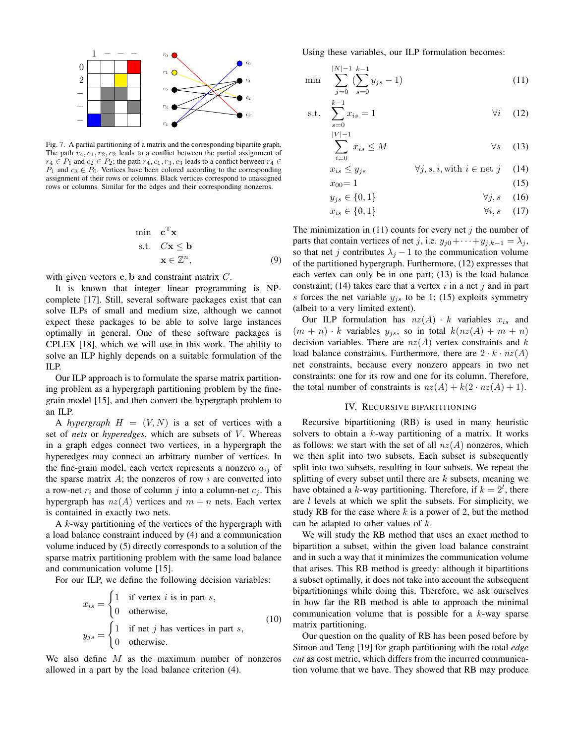Fig. 7. A partial partitioning of a matrix and the corresponding bipartite graph. The path $r_4, c_1, r_2, c_2$ leads to a conflict between the partial assignment of $r_4 \in P_1$ and $c_2 \in P_2$; the path $r_4, c_1, r_3, c_3$ leads to a conflict between $r_4 \in P_1$ and $c_3 \in P_0$. Vertices have been colored according to the corresponding assignment of their rows or columns. Black vertices correspond to unassigned rows or columns. Similar for the edges and their corresponding nonzeros.

$$
\begin{aligned}
\min \quad & \mathbf{c}^{\mathrm{T}}\mathbf{x} \\
\text{s.t.} \quad & C\mathbf{x} \leq \mathbf{b} \\
& \mathbf{x} \in \mathbb{Z}^n,
\end{aligned} \tag{9}
$$

with given vectors $\mathbf{c}, \mathbf{b}$ and constraint matrix $C$.

It is known that integer linear programming is NP-complete [17]. Still, several software packages exist that can solve ILPs of small and medium size, although we cannot expect these packages to be able to solve large instances optimally in general. One of these software packages is CPLEX [18], which we will use in this work. The ability to solve an ILP highly depends on a suitable formulation of the ILP.

Our ILP approach is to formulate the sparse matrix partitioning problem as a hypergraph partitioning problem by the fine-grain model [15], and then convert the hypergraph problem to an ILP.

A *hypergraph* $H = (V, N)$ is a set of vertices with a set of *nets* or *hyperedges*, which are subsets of $V$. Whereas in a graph edges connect two vertices, in a hypergraph the hyperedges may connect an arbitrary number of vertices. In the fine-grain model, each vertex represents a nonzero $a_{ij}$ of the sparse matrix $A$; the nonzeros of row $i$ are converted into a row-net $r_i$ and those of column $j$ into a column-net $c_j$. This hypergraph has $nz(A)$ vertices and $m+n$ nets. Each vertex is contained in exactly two nets.

A $k$-way partitioning of the vertices of the hypergraph with a load balance constraint induced by (4) and a communication volume induced by (5) directly corresponds to a solution of the sparse matrix partitioning problem with the same load balance and communication volume [15].

For our ILP, we define the following decision variables:

$$
\begin{aligned}
x_{is} &= \begin{cases} 1 & \text{if vertex } i \text{ is in part } s, \\ 0 & \text{otherwise,} \end{cases} \\
y_{js} &= \begin{cases} 1 & \text{if net } j \text{ has vertices in part } s, \\ 0 & \text{otherwise.} \end{cases}
\end{aligned} \tag{10}
$$

We also define $M$ as the maximum number of nonzeros allowed in a part by the load balance criterion (4).

Using these variables, our ILP formulation becomes:

$$
\min \quad \sum_{j=0}^{|N|-1} \left(\sum_{s=0}^{k-1} y_{js} - 1\right) \tag{11}
$$

$$
\text{s.t.} \quad \sum_{s=0}^{k-1} x_{is} = 1 \qquad \forall i \tag{12}
$$

$$
\sum_{i=0}^{|V|-1} x_{is} \leq M \qquad \forall s \tag{13}
$$

$$
x_{is} \leq y_{js} \qquad \forall j, s, i, \text{with } i \in \text{net } j \tag{14}
$$

$$
x_{00} = 1 \tag{15}
$$

$$
y_{js} \in \{0, 1\} \qquad \forall j, s \tag{16}
$$

$$
x_{is} \in \{0, 1\} \qquad \forall i, s \tag{17}
$$

The minimization in (11) counts for every net $j$ the number of parts that contain vertices of net $j$, i.e. $y_{j0} + \cdots + y_{j,k-1} = \lambda_j$, so that net $j$ contributes $\lambda_j - 1$ to the communication volume of the partitioned hypergraph. Furthermore, (12) expresses that each vertex can only be in one part; (13) is the load balance constraint; (14) takes care that a vertex $i$ in a net $j$ and in part $s$ forces the net variable $y_{js}$ to be 1; (15) exploits symmetry (albeit to a very limited extent).

Our ILP formulation has $nz(A) \cdot k$ variables $x_{is}$ and $(m+n) \cdot k$ variables $y_{js}$, so in total $k(nz(A) + m + n)$ decision variables. There are $nz(A)$ vertex constraints and $k$ load balance constraints. Furthermore, there are $2 \cdot k \cdot nz(A)$ net constraints, because every nonzero appears in two net constraints: one for its row and one for its column. Therefore, the total number of constraints is $nz(A) + k(2 \cdot nz(A) + 1)$.

## IV. Recursive bipartitioning

Recursive bipartitioning (RB) is used in many heuristic solvers to obtain a $k$-way partitioning of a matrix. It works as follows: we start with the set of all $nz(A)$ nonzeros, which we then split into two subsets. Each subset is subsequently split into two subsets, resulting in four subsets. We repeat the splitting of every subset until there are $k$ subsets, meaning we have obtained a $k$-way partitioning. Therefore, if $k = 2^l$, there are $l$ levels at which we split the subsets. For simplicity, we study RB for the case where $k$ is a power of 2, but the method can be adapted to other values of $k$.

We will study the RB method that uses an exact method to bipartition a subset, within the given load balance constraint and in such a way that it minimizes the communication volume that arises. This RB method is greedy: although it bipartitions a subset optimally, it does not take into account the subsequent bipartitionings while doing this. Therefore, we ask ourselves in how far the RB method is able to approach the minimal communication volume that is possible for a $k$-way sparse matrix partitioning.

Our question on the quality of RB has been posed before by Simon and Teng [19] for graph partitioning with the total *edge cut* as cost metric, which differs from the incurred communication volume that we have. They showed that RB may produce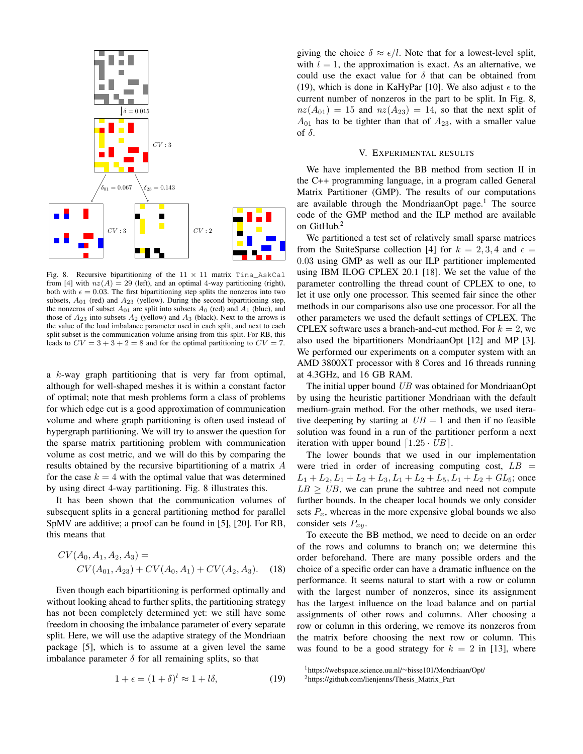Fig. 8. Recursive bipartitioning of the 11 × 11 matrix Tina_AskCal from [4] with $nz(A) = 29$ (left), and an optimal 4-way partitioning (right), both with $\epsilon = 0.03$. The first bipartitioning step splits the nonzeros into two subsets, $A_{01}$ (red) and $A_{23}$ (yellow). During the second bipartitioning step, the nonzeros of subset $A_{01}$ are split into subsets $A_0$ (red) and $A_1$ (blue), and those of $A_{23}$ into subsets $A_2$ (yellow) and $A_3$ (black). Next to the arrows is the value of the load imbalance parameter used in each split, and next to each split subset is the communication volume arising from this split. For RB, this leads to $CV = 3 + 3 + 2 = 8$ and for the optimal partitioning to $CV = 7$.

a $k$-way graph partitioning that is very far from optimal, although for well-shaped meshes it is within a constant factor of optimal; note that mesh problems form a class of problems for which edge cut is a good approximation of communication volume and where graph partitioning is often used instead of hypergraph partitioning. We will try to answer the question for the sparse matrix partitioning problem with communication volume as cost metric, and we will do this by comparing the results obtained by the recursive bipartitioning of a matrix $A$ for the case $k = 4$ with the optimal value that was determined by using direct 4-way partitioning. Fig. 8 illustrates this.

It has been shown that the communication volumes of subsequent splits in a general partitioning method for parallel SpMV are additive; a proof can be found in [5], [20]. For RB, this means that

$$CV(A_0, A_1, A_2, A_3) = CV(A_{01}, A_{23}) + CV(A_0, A_1) + CV(A_2, A_3). \quad (18)$$

Even though each bipartitioning is performed optimally and without looking ahead to further splits, the partitioning strategy has not been completely determined yet: we still have some freedom in choosing the imbalance parameter of every separate split. Here, we will use the adaptive strategy of the Mondriaan package [5], which is to assume at a given level the same imbalance parameter $\delta$ for all remaining splits, so that

$$1 + \epsilon = (1 + \delta)^l \approx 1 + l\delta, \quad (19)$$

giving the choice $\delta \approx \epsilon/l$. Note that for a lowest-level split, with $l = 1$, the approximation is exact. As an alternative, we could use the exact value for $\delta$ that can be obtained from (19), which is done in KaHyPar [10]. We also adjust $\epsilon$ to the current number of nonzeros in the part to be split. In Fig. 8, $nz(A_{01}) = 15$ and $nz(A_{23}) = 14$, so that the next split of $A_{01}$ has to be tighter than that of $A_{23}$, with a smaller value of $\delta$.

## V. Experimental results

We have implemented the BB method from section II in the C++ programming language, in a program called General Matrix Partitioner (GMP). The results of our computations are available through the MondriaanOpt page.[1] The source code of the GMP method and the ILP method are available on GitHub.[2]

We partitioned a test set of relatively small sparse matrices from the SuiteSparse collection [4] for $k = 2, 3, 4$ and $\epsilon = 0.03$ using GMP as well as our ILP partitioner implemented using IBM ILOG CPLEX 20.1 [18]. We set the value of the parameter controlling the thread count of CPLEX to one, to let it use only one processor. This seemed fair since the other methods in our comparisons also use one processor. For all the other parameters we used the default settings of CPLEX. The CPLEX software uses a branch-and-cut method. For $k = 2$, we also used the bipartitioners MondriaanOpt [12] and MP [3]. We performed our experiments on a computer system with an AMD 3800XT processor with 8 Cores and 16 threads running at 4.3GHz, and 16 GB RAM.

The initial upper bound $UB$ was obtained for MondriaanOpt by using the heuristic partitioner Mondriaan with the default medium-grain method. For the other methods, we used iterative deepening by starting at $UB = 1$ and then if no feasible solution was found in a run of the partitioner perform a next iteration with upper bound $\lceil 1.25 \cdot UB \rceil$.

The lower bounds that we used in our implementation were tried in order of increasing computing cost, $LB = L_1 + L_2, L_1 + L_2 + L_3, L_1 + L_2 + L_5, L_1 + L_2 + GL_5$; once $LB \geq UB$, we can prune the subtree and need not compute further bounds. In the cheaper local bounds we only consider sets $P_x$, whereas in the more expensive global bounds we also consider sets $P_{xy}$.

To execute the BB method, we need to decide on an order of the rows and columns to branch on; we determine this order beforehand. There are many possible orders and the choice of a specific order can have a dramatic influence on the performance. It seems natural to start with a row or column with the largest number of nonzeros, since its assignment has the largest influence on the load balance and on partial assignments of other rows and columns. After choosing a row or column in this ordering, we remove its nonzeros from the matrix before choosing the next row or column. This was found to be a good strategy for $k = 2$ in [13], where

[1] https://webspace.science.uu.nl/~bisse101/Mondriaan/Opt/

[2] https://github.com/lienjenns/Thesis_Matrix_Part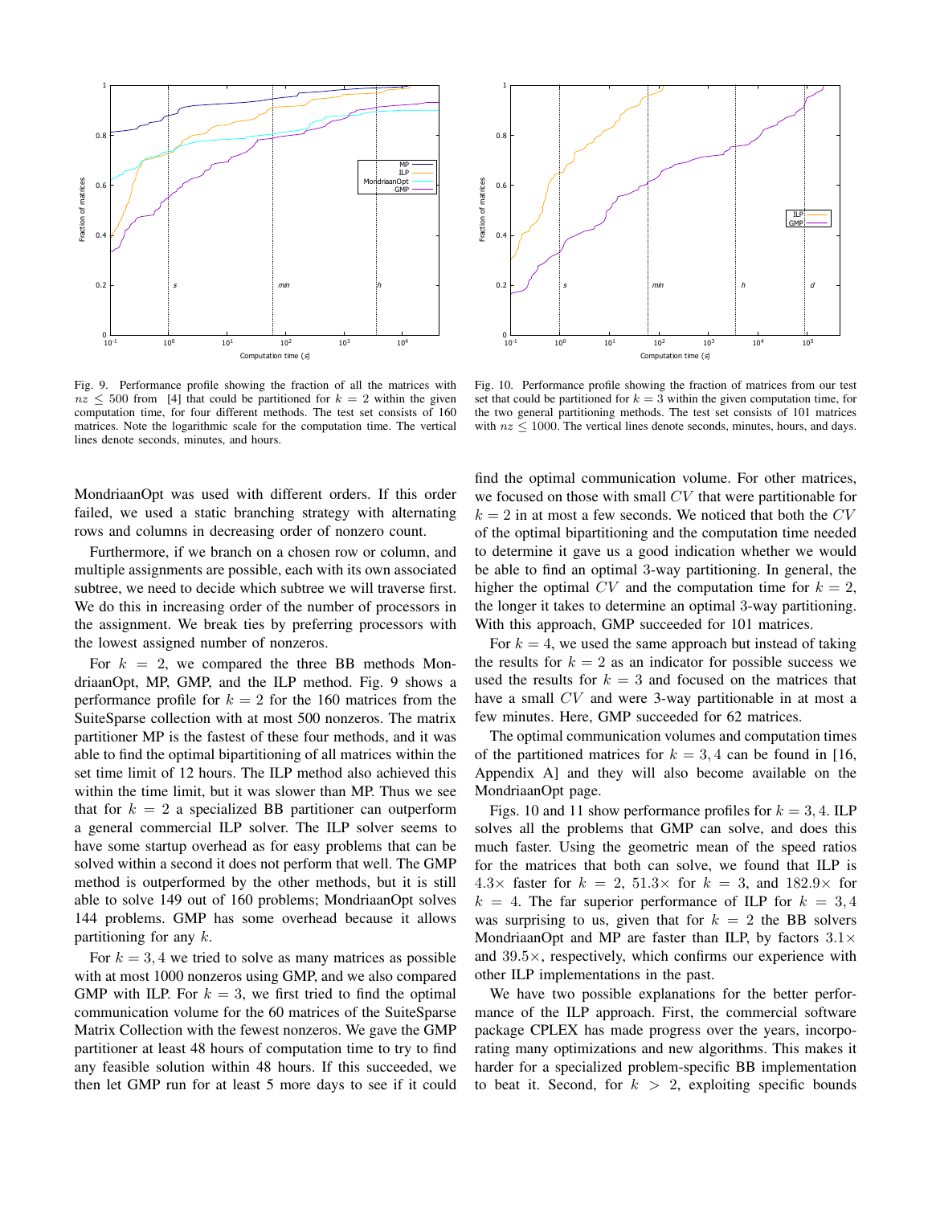Fig. 9. Performance profile showing the fraction of all the matrices with $nz \leq 500$ from [4] that could be partitioned for $k = 2$ within the given computation time, for four different methods. The test set consists of 160 matrices. Note the logarithmic scale for the computation time. The vertical lines denote seconds, minutes, and hours.

Fig. 10. Performance profile showing the fraction of matrices from our test set that could be partitioned for $k = 3$ within the given computation time, for the two general partitioning methods. The test set consists of 101 matrices with $nz \leq 1000$. The vertical lines denote seconds, minutes, hours, and days.

MondriaanOpt was used with different orders. If this order failed, we used a static branching strategy with alternating rows and columns in decreasing order of nonzero count.

Furthermore, if we branch on a chosen row or column, and multiple assignments are possible, each with its own associated subtree, we need to decide which subtree we will traverse first. We do this in increasing order of the number of processors in the assignment. We break ties by preferring processors with the lowest assigned number of nonzeros.

For $k = 2$, we compared the three BB methods MondriaanOpt, MP, GMP, and the ILP method. Fig. 9 shows a performance profile for $k = 2$ for the 160 matrices from the SuiteSparse collection with at most 500 nonzeros. The matrix partitioner MP is the fastest of these four methods, and it was able to find the optimal bipartitioning of all matrices within the set time limit of 12 hours. The ILP method also achieved this within the time limit, but it was slower than MP. Thus we see that for $k = 2$ a specialized BB partitioner can outperform a general commercial ILP solver. The ILP solver seems to have some startup overhead as for easy problems that can be solved within a second it does not perform that well. The GMP method is outperformed by the other methods, but it is still able to solve 149 out of 160 problems; MondriaanOpt solves 144 problems. GMP has some overhead because it allows partitioning for any $k$.

For $k = 3, 4$ we tried to solve as many matrices as possible with at most 1000 nonzeros using GMP, and we also compared GMP with ILP. For $k = 3$, we first tried to find the optimal communication volume for the 60 matrices of the SuiteSparse Matrix Collection with the fewest nonzeros. We gave the GMP partitioner at least 48 hours of computation time to try to find any feasible solution within 48 hours. If this succeeded, we then let GMP run for at least 5 more days to see if it could find the optimal communication volume. For other matrices, we focused on those with small $CV$ that were partitionable for $k = 2$ in at most a few seconds. We noticed that both the $CV$ of the optimal bipartitioning and the computation time needed to determine it gave us a good indication whether we would be able to find an optimal 3-way partitioning. In general, the higher the optimal $CV$ and the computation time for $k = 2$, the longer it takes to determine an optimal 3-way partitioning. With this approach, GMP succeeded for 101 matrices.

For $k = 4$, we used the same approach but instead of taking the results for $k = 2$ as an indicator for possible success we used the results for $k = 3$ and focused on the matrices that have a small $CV$ and were 3-way partitionable in at most a few minutes. Here, GMP succeeded for 62 matrices.

The optimal communication volumes and computation times of the partitioned matrices for $k = 3, 4$ can be found in [16, Appendix A] and they will also become available on the MondriaanOpt page.

Figs. 10 and 11 show performance profiles for $k = 3, 4$. ILP solves all the problems that GMP can solve, and does this much faster. Using the geometric mean of the speed ratios for the matrices that both can solve, we found that ILP is $4.3\times$ faster for $k = 2$, $51.3\times$ for $k = 3$, and $182.9\times$ for $k = 4$. The far superior performance of ILP for $k = 3, 4$ was surprising to us, given that for $k = 2$ the BB solvers MondriaanOpt and MP are faster than ILP, by factors $3.1\times$ and $39.5\times$, respectively, which confirms our experience with other ILP implementations in the past.

We have two possible explanations for the better performance of the ILP approach. First, the commercial software package CPLEX has made progress over the years, incorporating many optimizations and new algorithms. This makes it harder for a specialized problem-specific BB implementation to beat it. Second, for $k > 2$, exploiting specific bounds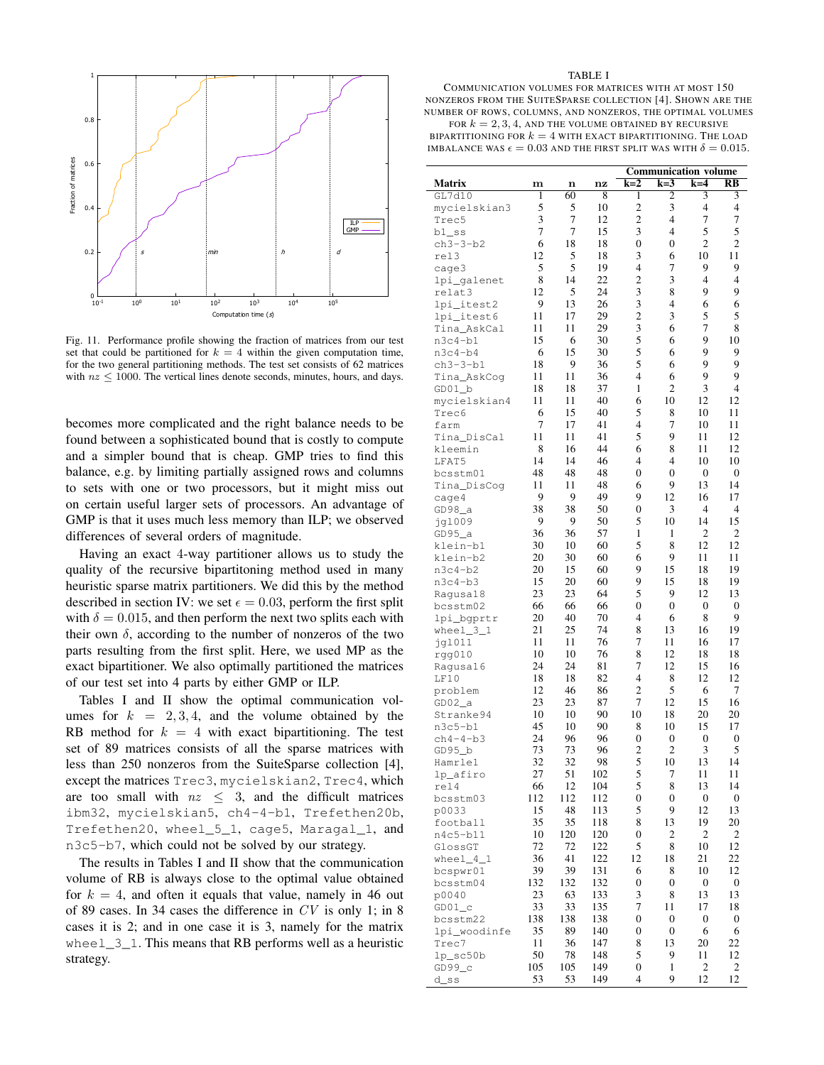Fig. 11. Performance profile showing the fraction of matrices from our test set that could be partitioned for $k = 4$ within the given computation time, for the two general partitioning methods. The test set consists of 62 matrices with $nz \leq 1000$. The vertical lines denote seconds, minutes, hours, and days.

becomes more complicated and the right balance needs to be found between a sophisticated bound that is costly to compute and a simpler bound that is cheap. GMP tries to find this balance, e.g. by limiting partially assigned rows and columns to sets with one or two processors, but it might miss out on certain useful larger sets of processors. An advantage of GMP is that it uses much less memory than ILP; we observed differences of several orders of magnitude.

Having an exact 4-way partitioner allows us to study the quality of the recursive bipartitoning method used in many heuristic sparse matrix partitioners. We did this by the method described in section IV: we set $\epsilon = 0.03$, perform the first split with $\delta = 0.015$, and then perform the next two splits each with their own $\delta$, according to the number of nonzeros of the two parts resulting from the first split. Here, we used MP as the exact bipartitioner. We also optimally partitioned the matrices of our test set into 4 parts by either GMP or ILP.

Tables I and II show the optimal communication volumes for $k = 2, 3, 4$, and the volume obtained by the RB method for $k = 4$ with exact bipartitioning. The test set of 89 matrices consists of all the sparse matrices with less than 250 nonzeros from the SuiteSparse collection [4], except the matrices Trec3, mycielskian2, Trec4, which are too small with $nz \leq 3$, and the difficult matrices ibm32, mycielskian5, ch4-4-b1, Trefethen20b, Trefethen20, wheel_5_1, cage5, Maragal_1, and n3c5-b7, which could not be solved by our strategy.

The results in Tables I and II show that the communication volume of RB is always close to the optimal value obtained for $k = 4$, and often it equals that value, namely in 46 out of 89 cases. In 34 cases the difference in $CV$ is only 1; in 8 cases it is 2; and in one case it is 3, namely for the matrix wheel_3_1. This means that RB performs well as a heuristic strategy.

TABLE I

COMMUNICATION VOLUMES FOR MATRICES WITH AT MOST 150 NONZEROS FROM THE SUITESPARSE COLLECTION [4]. SHOWN ARE THE NUMBER OF ROWS, COLUMNS, AND NONZEROS, THE OPTIMAL VOLUMES FOR $k = 2, 3, 4$, AND THE VOLUME OBTAINED BY RECURSIVE BIPARTITIONING FOR $k = 4$ WITH EXACT BIPARTITIONING. THE LOAD IMBALANCE WAS $\epsilon = 0.03$ AND THE FIRST SPLIT WAS WITH $\delta = 0.015$.

| | | | | Communication volume | | | |
|---|---|---|---|---|---|---|---|
| **Matrix** | **m** | **n** | **nz** | **k=2** | **k=3** | **k=4** | **RB** |
| GL7d10 | 1 | 60 | 8 | 1 | 2 | 3 | 3 |
| mycielskian3 | 5 | 5 | 10 | 2 | 3 | 4 | 4 |
| Trec5 | 3 | 7 | 12 | 2 | 4 | 7 | 7 |
| b1_ss | 7 | 7 | 15 | 3 | 4 | 5 | 5 |
| ch3-3-b2 | 6 | 18 | 18 | 0 | 0 | 2 | 2 |
| rel3 | 12 | 5 | 18 | 3 | 6 | 10 | 11 |
| cage3 | 5 | 5 | 19 | 4 | 7 | 9 | 9 |
| lpi_galenet | 8 | 14 | 22 | 2 | 3 | 4 | 4 |
| relat3 | 12 | 5 | 24 | 3 | 8 | 9 | 9 |
| lpi_itest2 | 9 | 13 | 26 | 3 | 4 | 6 | 6 |
| lpi_itest6 | 11 | 17 | 29 | 2 | 3 | 5 | 5 |
| Tina_AskCal | 11 | 11 | 29 | 3 | 6 | 7 | 8 |
| n3c4-b1 | 15 | 6 | 30 | 5 | 6 | 9 | 10 |
| n3c4-b4 | 6 | 15 | 30 | 5 | 6 | 9 | 9 |
| ch3-3-b1 | 18 | 9 | 36 | 5 | 6 | 9 | 9 |
| Tina_AskCog | 11 | 11 | 36 | 4 | 6 | 9 | 9 |
| GD01_b | 18 | 18 | 37 | 1 | 2 | 3 | 4 |
| mycielskian4 | 11 | 11 | 40 | 6 | 10 | 12 | 12 |
| Trec6 | 6 | 15 | 40 | 5 | 8 | 10 | 11 |
| farm | 7 | 17 | 41 | 4 | 7 | 10 | 11 |
| Tina_DisCal | 11 | 11 | 41 | 5 | 9 | 11 | 12 |
| kleemin | 8 | 16 | 44 | 6 | 8 | 11 | 12 |
| LFAT5 | 14 | 14 | 46 | 4 | 4 | 10 | 10 |
| bcsstm01 | 48 | 48 | 48 | 0 | 0 | 0 | 0 |
| Tina_DisCog | 11 | 11 | 48 | 6 | 9 | 13 | 14 |
| cage4 | 9 | 9 | 49 | 9 | 12 | 16 | 17 |
| GD98_a | 38 | 38 | 50 | 0 | 3 | 4 | 4 |
| jgl009 | 9 | 9 | 50 | 5 | 10 | 14 | 15 |
| GD95_a | 36 | 36 | 57 | 1 | 1 | 2 | 2 |
| klein-b1 | 30 | 10 | 60 | 5 | 8 | 12 | 12 |
| klein-b2 | 20 | 30 | 60 | 6 | 9 | 11 | 11 |
| n3c4-b2 | 20 | 15 | 60 | 9 | 15 | 18 | 19 |
| n3c4-b3 | 15 | 20 | 60 | 9 | 15 | 18 | 19 |
| Ragusa18 | 23 | 23 | 64 | 5 | 9 | 12 | 13 |
| bcsstm02 | 66 | 66 | 66 | 0 | 0 | 0 | 0 |
| lpi_bgprtr | 20 | 40 | 70 | 4 | 6 | 8 | 9 |
| wheel_3_1 | 21 | 25 | 74 | 8 | 13 | 16 | 19 |
| jgl011 | 11 | 11 | 76 | 7 | 11 | 16 | 17 |
| rgg010 | 10 | 10 | 76 | 8 | 12 | 18 | 18 |
| Ragusa16 | 24 | 24 | 81 | 7 | 12 | 15 | 16 |
| LF10 | 18 | 18 | 82 | 4 | 8 | 12 | 12 |
| problem | 12 | 46 | 86 | 2 | 5 | 6 | 7 |
| GD02_a | 23 | 23 | 87 | 7 | 12 | 15 | 16 |
| Stranke94 | 10 | 10 | 90 | 10 | 18 | 20 | 20 |
| n3c5-b1 | 45 | 10 | 90 | 8 | 10 | 15 | 17 |
| ch4-4-b3 | 24 | 96 | 96 | 0 | 0 | 0 | 0 |
| GD95_b | 73 | 73 | 96 | 2 | 2 | 3 | 5 |
| Hamrle1 | 32 | 32 | 98 | 5 | 10 | 13 | 14 |
| lp_afiro | 27 | 51 | 102 | 5 | 7 | 11 | 11 |
| rel4 | 66 | 12 | 104 | 5 | 8 | 13 | 14 |
| bcsstm03 | 112 | 112 | 112 | 0 | 0 | 0 | 0 |
| p0033 | 15 | 48 | 113 | 5 | 9 | 12 | 13 |
| football | 35 | 35 | 118 | 8 | 13 | 19 | 20 |
| n4c5-b11 | 10 | 120 | 120 | 0 | 2 | 2 | 2 |
| GlossGT | 72 | 72 | 122 | 5 | 8 | 10 | 12 |
| wheel_4_1 | 36 | 41 | 122 | 12 | 18 | 21 | 22 |
| bcspwr01 | 39 | 39 | 131 | 6 | 8 | 10 | 12 |
| bcsstm04 | 132 | 132 | 132 | 0 | 0 | 0 | 0 |
| p0040 | 23 | 63 | 133 | 3 | 8 | 13 | 13 |
| GD01_c | 33 | 33 | 135 | 7 | 11 | 17 | 18 |
| bcsstm22 | 138 | 138 | 138 | 0 | 0 | 0 | 0 |
| lpi_woodinfe | 35 | 89 | 140 | 0 | 0 | 6 | 6 |
| Trec7 | 11 | 36 | 147 | 8 | 13 | 20 | 22 |
| lp_sc50b | 50 | 78 | 148 | 5 | 9 | 11 | 12 |
| GD99_c | 105 | 105 | 149 | 0 | 1 | 2 | 2 |
| d_ss | 53 | 53 | 149 | 4 | 9 | 12 | 12 |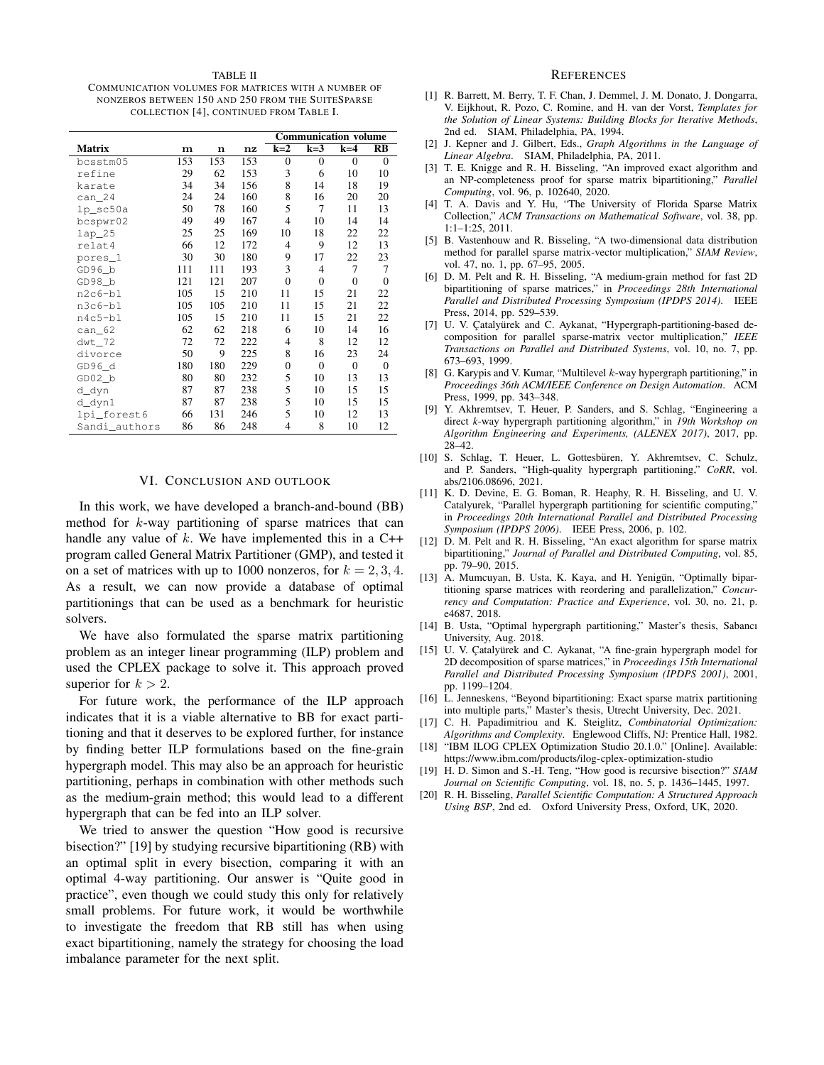TABLE II
COMMUNICATION VOLUMES FOR MATRICES WITH A NUMBER OF NONZEROS BETWEEN 150 AND 250 FROM THE SUITESPARSE COLLECTION [4], CONTINUED FROM TABLE I.

| | | | | Communication volume | | | |
|---|---|---|---|---|---|---|---|
| **Matrix** | **m** | **n** | **nz** | **k=2** | **k=3** | **k=4** | **RB** |
| bcsstm05 | 153 | 153 | 153 | 0 | 0 | 0 | 0 |
| refine | 29 | 62 | 153 | 3 | 6 | 10 | 10 |
| karate | 34 | 34 | 156 | 8 | 14 | 18 | 19 |
| can_24 | 24 | 24 | 160 | 8 | 16 | 20 | 20 |
| lp_sc50a | 50 | 78 | 160 | 5 | 7 | 11 | 13 |
| bcspwr02 | 49 | 49 | 167 | 4 | 10 | 14 | 14 |
| lap_25 | 25 | 25 | 169 | 10 | 18 | 22 | 22 |
| relat4 | 66 | 12 | 172 | 4 | 9 | 12 | 13 |
| pores_1 | 30 | 30 | 180 | 9 | 17 | 22 | 23 |
| GD96_b | 111 | 111 | 193 | 3 | 4 | 7 | 7 |
| GD98_b | 121 | 121 | 207 | 0 | 0 | 0 | 0 |
| n2c6-b1 | 105 | 15 | 210 | 11 | 15 | 21 | 22 |
| n3c6-b1 | 105 | 105 | 210 | 11 | 15 | 21 | 22 |
| n4c5-b1 | 105 | 15 | 210 | 11 | 15 | 21 | 22 |
| can_62 | 62 | 62 | 218 | 6 | 10 | 14 | 16 |
| dwt_72 | 72 | 72 | 222 | 4 | 8 | 12 | 12 |
| divorce | 50 | 9 | 225 | 8 | 16 | 23 | 24 |
| GD96_d | 180 | 180 | 229 | 0 | 0 | 0 | 0 |
| GD02_b | 80 | 80 | 232 | 5 | 10 | 13 | 13 |
| d_dyn | 87 | 87 | 238 | 5 | 10 | 15 | 15 |
| d_dyn1 | 87 | 87 | 238 | 5 | 10 | 15 | 15 |
| lpi_forest6 | 66 | 131 | 246 | 5 | 10 | 12 | 13 |
| Sandi_authors | 86 | 86 | 248 | 4 | 8 | 10 | 12 |

## VI. CONCLUSION AND OUTLOOK

In this work, we have developed a branch-and-bound (BB) method for $k$-way partitioning of sparse matrices that can handle any value of $k$. We have implemented this in a C++ program called General Matrix Partitioner (GMP), and tested it on a set of matrices with up to 1000 nonzeros, for $k = 2, 3, 4$. As a result, we can now provide a database of optimal partitionings that can be used as a benchmark for heuristic solvers.

We have also formulated the sparse matrix partitioning problem as an integer linear programming (ILP) problem and used the CPLEX package to solve it. This approach proved superior for $k > 2$.

For future work, the performance of the ILP approach indicates that it is a viable alternative to BB for exact partitioning and that it deserves to be explored further, for instance by finding better ILP formulations based on the fine-grain hypergraph model. This may also be an approach for heuristic partitioning, perhaps in combination with other methods such as the medium-grain method; this would lead to a different hypergraph that can be fed into an ILP solver.

We tried to answer the question "How good is recursive bisection?" [19] by studying recursive bipartitioning (RB) with an optimal split in every bisection, comparing it with an optimal 4-way partitioning. Our answer is "Quite good in practice", even though we could study this only for relatively small problems. For future work, it would be worthwhile to investigate the freedom that RB still has when using exact bipartitioning, namely the strategy for choosing the load imbalance parameter for the next split.

## REFERENCES

[1] R. Barrett, M. Berry, T. F. Chan, J. Demmel, J. M. Donato, J. Dongarra, V. Eijkhout, R. Pozo, C. Romine, and H. van der Vorst, *Templates for the Solution of Linear Systems: Building Blocks for Iterative Methods*, 2nd ed. SIAM, Philadelphia, PA, 1994.

[2] J. Kepner and J. Gilbert, Eds., *Graph Algorithms in the Language of Linear Algebra*. SIAM, Philadelphia, PA, 2011.

[3] T. E. Knigge and R. H. Bisseling, "An improved exact algorithm and an NP-completeness proof for sparse matrix bipartitioning," *Parallel Computing*, vol. 96, p. 102640, 2020.

[4] T. A. Davis and Y. Hu, "The University of Florida Sparse Matrix Collection," *ACM Transactions on Mathematical Software*, vol. 38, pp. 1:1–1:25, 2011.

[5] B. Vastenhouw and R. Bisseling, "A two-dimensional data distribution method for parallel sparse matrix-vector multiplication," *SIAM Review*, vol. 47, no. 1, pp. 67–95, 2005.

[6] D. M. Pelt and R. H. Bisseling, "A medium-grain method for fast 2D bipartitioning of sparse matrices," in *Proceedings 28th International Parallel and Distributed Processing Symposium (IPDPS 2014)*. IEEE Press, 2014, pp. 529–539.

[7] U. V. Çatalyürek and C. Aykanat, "Hypergraph-partitioning-based decomposition for parallel sparse-matrix vector multiplication," *IEEE Transactions on Parallel and Distributed Systems*, vol. 10, no. 7, pp. 673–693, 1999.

[8] G. Karypis and V. Kumar, "Multilevel $k$-way hypergraph partitioning," in *Proceedings 36th ACM/IEEE Conference on Design Automation*. ACM Press, 1999, pp. 343–348.

[9] Y. Akhremtsev, T. Heuer, P. Sanders, and S. Schlag, "Engineering a direct $k$-way hypergraph partitioning algorithm," in *19th Workshop on Algorithm Engineering and Experiments, (ALENEX 2017)*, 2017, pp. 28–42.

[10] S. Schlag, T. Heuer, L. Gottesbüren, Y. Akhremtsev, C. Schulz, and P. Sanders, "High-quality hypergraph partitioning," *CoRR*, vol. abs/2106.08696, 2021.

[11] K. D. Devine, E. G. Boman, R. Heaphy, R. H. Bisseling, and U. V. Catalyurek, "Parallel hypergraph partitioning for scientific computing," in *Proceedings 20th International Parallel and Distributed Processing Symposium (IPDPS 2006)*. IEEE Press, 2006, p. 102.

[12] D. M. Pelt and R. H. Bisseling, "An exact algorithm for sparse matrix bipartitioning," *Journal of Parallel and Distributed Computing*, vol. 85, pp. 79–90, 2015.

[13] A. Mumcuyan, B. Usta, K. Kaya, and H. Yenigün, "Optimally bipartitioning sparse matrices with reordering and parallelization," *Concurrency and Computation: Practice and Experience*, vol. 30, no. 21, p. e4687, 2018.

[14] B. Usta, "Optimal hypergraph partitioning," Master's thesis, Sabancı University, Aug. 2018.

[15] U. V. Çatalyürek and C. Aykanat, "A fine-grain hypergraph model for 2D decomposition of sparse matrices," in *Proceedings 15th International Parallel and Distributed Processing Symposium (IPDPS 2001)*, 2001, pp. 1199–1204.

[16] L. Jenneskens, "Beyond bipartitioning: Exact sparse matrix partitioning into multiple parts," Master's thesis, Utrecht University, Dec. 2021.

[17] C. H. Papadimitriou and K. Steiglitz, *Combinatorial Optimization: Algorithms and Complexity*. Englewood Cliffs, NJ: Prentice Hall, 1982.

[18] "IBM ILOG CPLEX Optimization Studio 20.1.0." [Online]. Available: https://www.ibm.com/products/ilog-cplex-optimization-studio

[19] H. D. Simon and S.-H. Teng, "How good is recursive bisection?" *SIAM Journal on Scientific Computing*, vol. 18, no. 5, p. 1436–1445, 1997.

[20] R. H. Bisseling, *Parallel Scientific Computation: A Structured Approach Using BSP*, 2nd ed. Oxford University Press, Oxford, UK, 2020.